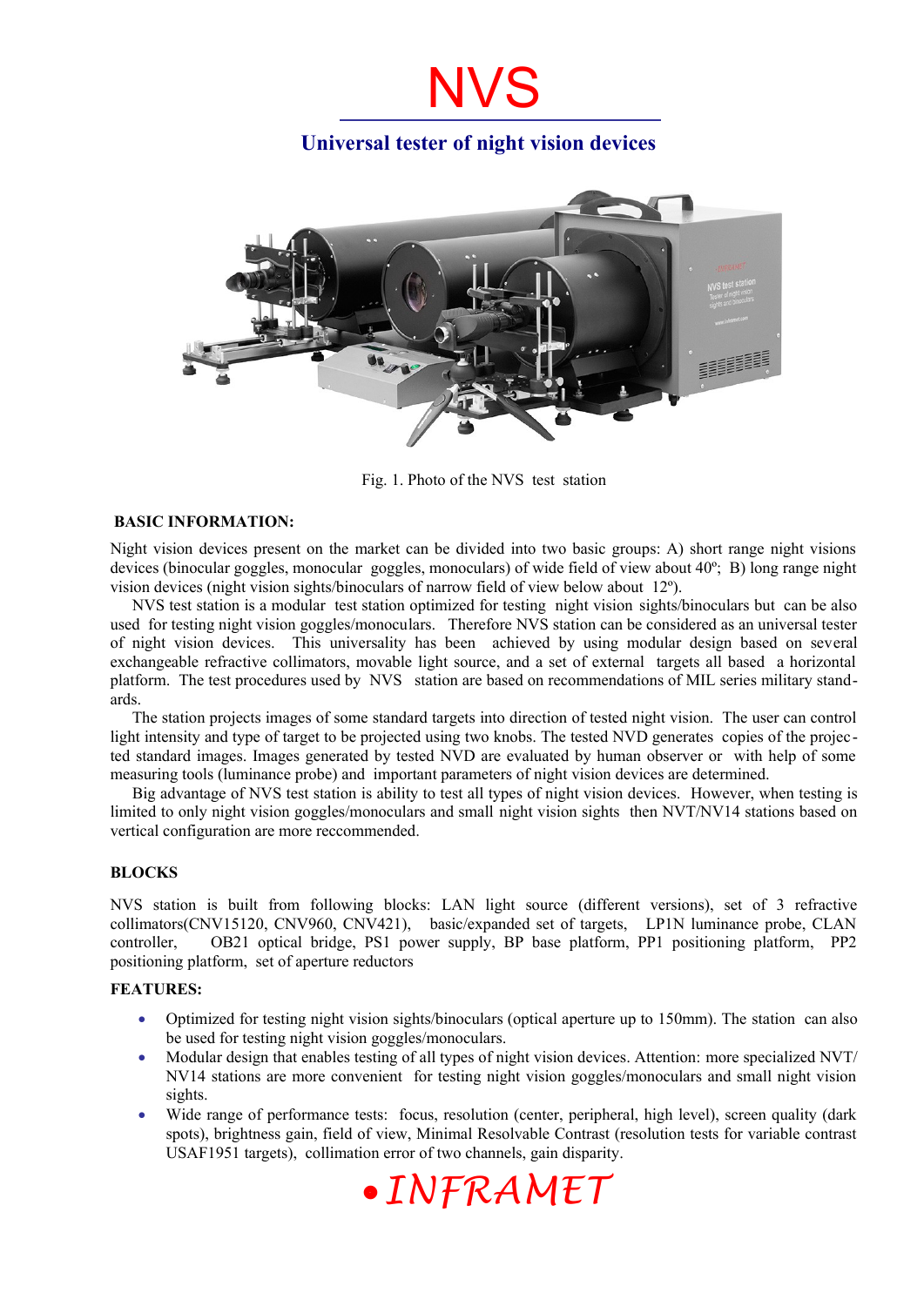# NVS

## Universal tester of night vision devices

Fig. 1. Photo of the NVS test station

**BASIC INFORMATION:**

Night vision devices present on the market can be divided into two basic groups: A) short range night visions devices (binocular goggles, monocular goggles, monoculars) of wide field of view about 40º; B) long range night vision devices (night vision sights/binoculars of narrow field of view below about 12º).

NVS test station is a modular test station optimized for testing night vision sights/binoculars but can be also used for testing night vision goggles/monoculars. Therefore NVS station can be considered as an universal tester of night vision devices. This universality has been achieved by using modular design based on several exchangeable refractive collimators, movable light source, and a set of external targets all based a horizontal platform. The test procedures used by NVS station are based on recommendations of MIL series military standards.

The station projects images of some standard targets into direction of tested night vision. The user can control light intensity and type of target to be projected using two knobs. The tested NVD generates copies of the projected standard images. Images generated by tested NVD are evaluated by human observer or with help of some measuring tools (luminance probe) and important parameters of night vision devices are determined.

Big advantage of NVS test station is ability to test all types of night vision devices. However, when testing is limited to only night vision goggles/monoculars and small night vision sights then NVT/NV14 stations based on vertical configuration are more reccommended.

**BLOCKS**

NVS station is built from following blocks: LAN light source (different versions), set of 3 refractive collimators(CNV15120, CNV960, CNV421), basic/expanded set of targets, LP1N luminance probe, CLAN controller, OB21 optical bridge, PS1 power supply, BP base platform, PP1 positioning platform, PP2 positioning platform, set of aperture reductors

**FEATURES:**

- Optimized for testing night vision sights/binoculars (optical aperture up to 150mm). The station can also be used for testing night vision goggles/monoculars.
- Modular design that enables testing of all types of night vision devices. Attention: more specialized NVT/NV14 stations are more convenient for testing night vision goggles/monoculars and small night vision sights.
- Wide range of performance tests: focus, resolution (center, peripheral, high level), screen quality (dark spots), brightness gain, field of view, Minimal Resolvable Contrast (resolution tests for variable contrast USAF1951 targets), collimation error of two channels, gain disparity.

INFRAMET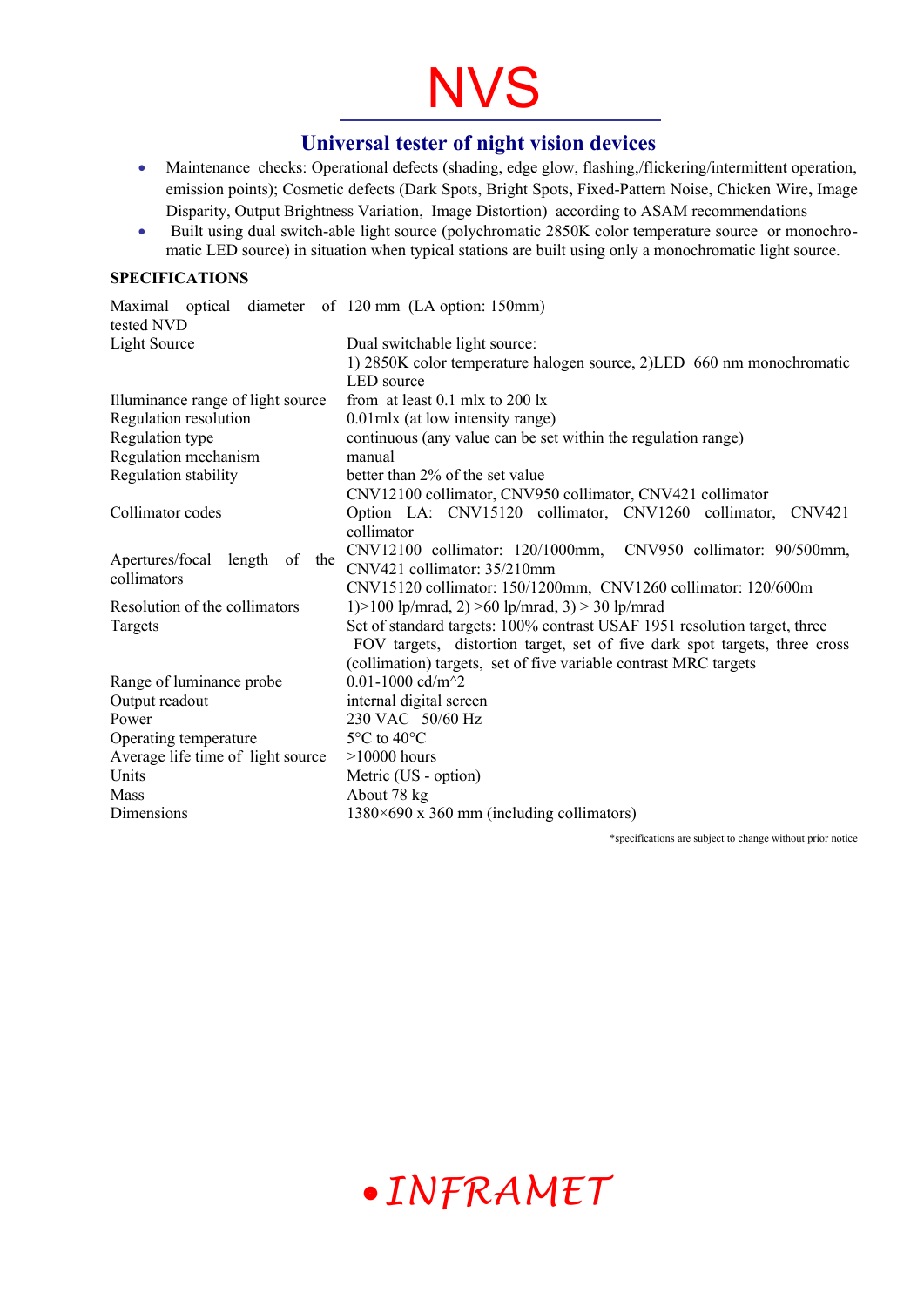# NVS

## Universal tester of night vision devices

- Maintenance checks: Operational defects (shading, edge glow, flashing,/flickering/intermittent operation, emission points); Cosmetic defects (Dark Spots, Bright Spots**,** Fixed-Pattern Noise, Chicken Wire**,** Image Disparity, Output Brightness Variation, Image Distortion) according to ASAM recommendations
- Built using dual switch-able light source (polychromatic 2850K color temperature source or monochromatic LED source) in situation when typical stations are built using only a monochromatic light source.

**SPECIFICATIONS**

| | |
|---|---|
| Maximal optical diameter of tested NVD | 120 mm (LA option: 150mm) |
| Light Source | Dual switchable light source: 1) 2850K color temperature halogen source, 2)LED 660 nm monochromatic LED source |
| Illuminance range of light source | from at least 0.1 mlx to 200 lx |
| Regulation resolution | 0.01mlx (at low intensity range) |
| Regulation type | continuous (any value can be set within the regulation range) |
| Regulation mechanism | manual |
| Regulation stability | better than 2% of the set value |
| Collimator codes | CNV12100 collimator, CNV950 collimator, CNV421 collimator<br>Option LA: CNV15120 collimator, CNV1260 collimator, CNV421 collimator |
| Apertures/focal length of the collimators | CNV12100 collimator: 120/1000mm, CNV950 collimator: 90/500mm, CNV421 collimator: 35/210mm<br>CNV15120 collimator: 150/1200mm, CNV1260 collimator: 120/600m |
| Resolution of the collimators | 1)>100 lp/mrad, 2) >60 lp/mrad, 3) > 30 lp/mrad |
| Targets | Set of standard targets: 100% contrast USAF 1951 resolution target, three FOV targets, distortion target, set of five dark spot targets, three cross (collimation) targets, set of five variable contrast MRC targets |
| Range of luminance probe | 0.01-1000 cd/m^2 |
| Output readout | internal digital screen |
| Power | 230 VAC 50/60 Hz |
| Operating temperature | 5°C to 40°C |
| Average life time of light source | >10000 hours |
| Units | Metric (US - option) |
| Mass | About 78 kg |
| Dimensions | 1380×690 x 360 mm (including collimators) |

*specifications are subject to change without prior notice

*INFRAMET*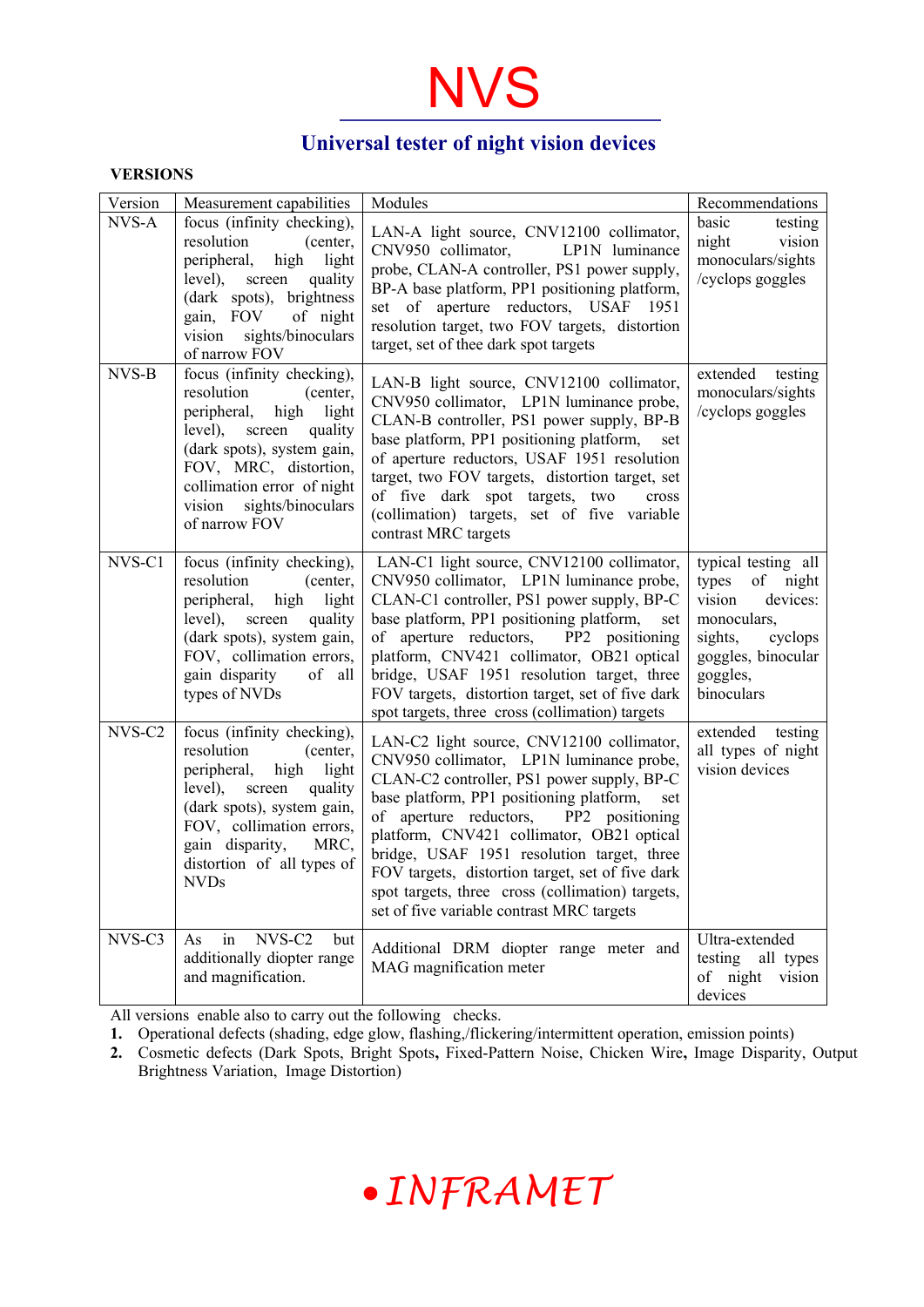# NVS

## Universal tester of night vision devices

**VERSIONS**

| Version | Measurement capabilities | Modules | Recommendations |
|---|---|---|---|
| NVS-A | focus (infinity checking), resolution (center, peripheral, high light level), screen quality (dark spots), brightness gain, FOV of night vision sights/binoculars of narrow FOV | LAN-A light source, CNV12100 collimator, CNV950 collimator, LP1N luminance probe, CLAN-A controller, PS1 power supply, BP-A base platform, PP1 positioning platform, set of aperture reductors, USAF 1951 resolution target, two FOV targets, distortion target, set of thee dark spot targets | basic testing night vision monoculars/sights /cyclops goggles |
| NVS-B | focus (infinity checking), resolution (center, peripheral, high light level), screen quality (dark spots), system gain, FOV, MRC, distortion, collimation error of night vision sights/binoculars of narrow FOV | LAN-B light source, CNV12100 collimator, CNV950 collimator, LP1N luminance probe, CLAN-B controller, PS1 power supply, BP-B base platform, PP1 positioning platform, set of aperture reductors, USAF 1951 resolution target, two FOV targets, distortion target, set of five dark spot targets, two cross (collimation) targets, set of five variable contrast MRC targets | extended testing monoculars/sights /cyclops goggles |
| NVS-C1 | focus (infinity checking), resolution (center, peripheral, high light level), screen quality (dark spots), system gain, FOV, collimation errors, gain disparity of all types of NVDs | LAN-C1 light source, CNV12100 collimator, CNV950 collimator, LP1N luminance probe, CLAN-C1 controller, PS1 power supply, BP-C base platform, PP1 positioning platform, set of aperture reductors, PP2 positioning platform, CNV421 collimator, OB21 optical bridge, USAF 1951 resolution target, three FOV targets, distortion target, set of five dark spot targets, three cross (collimation) targets | typical testing all types of night vision devices: monoculars, sights, cyclops goggles, binocular goggles, binoculars |
| NVS-C2 | focus (infinity checking), resolution (center, peripheral, high light level), screen quality (dark spots), system gain, FOV, collimation errors, gain disparity, MRC, distortion of all types of NVDs | LAN-C2 light source, CNV12100 collimator, CNV950 collimator, LP1N luminance probe, CLAN-C2 controller, PS1 power supply, BP-C base platform, PP1 positioning platform, set of aperture reductors, PP2 positioning platform, CNV421 collimator, OB21 optical bridge, USAF 1951 resolution target, three FOV targets, distortion target, set of five dark spot targets, three cross (collimation) targets, set of five variable contrast MRC targets | extended testing all types of night vision devices |
| NVS-C3 | As in NVS-C2 but additionally diopter range and magnification. | Additional DRM diopter range meter and MAG magnification meter | Ultra-extended testing all types of night vision devices |

All versions enable also to carry out the following checks.

1. Operational defects (shading, edge glow, flashing,/flickering/intermittent operation, emission points)
2. Cosmetic defects (Dark Spots, Bright Spots**,** Fixed-Pattern Noise, Chicken Wire**,** Image Disparity, Output Brightness Variation, Image Distortion)

*INFRAMET*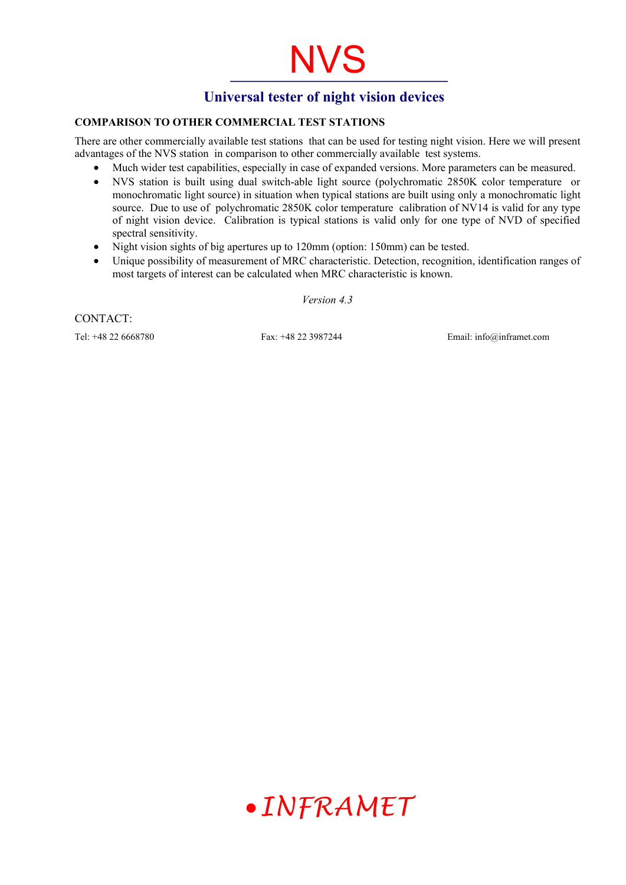# NVS

## Universal tester of night vision devices

### COMPARISON TO OTHER COMMERCIAL TEST STATIONS

There are other commercially available test stations that can be used for testing night vision. Here we will present advantages of the NVS station in comparison to other commercially available test systems.

- Much wider test capabilities, especially in case of expanded versions. More parameters can be measured.
- NVS station is built using dual switch-able light source (polychromatic 2850K color temperature or monochromatic light source) in situation when typical stations are built using only a monochromatic light source. Due to use of polychromatic 2850K color temperature calibration of NV14 is valid for any type of night vision device. Calibration is typical stations is valid only for one type of NVD of specified spectral sensitivity.
- Night vision sights of big apertures up to 120mm (option: 150mm) can be tested.
- Unique possibility of measurement of MRC characteristic. Detection, recognition, identification ranges of most targets of interest can be calculated when MRC characteristic is known.

*Version 4.3*

CONTACT:

Tel: +48 22 6668780 Fax: +48 22 3987244 Email: info@inframet.com

INFRAMET